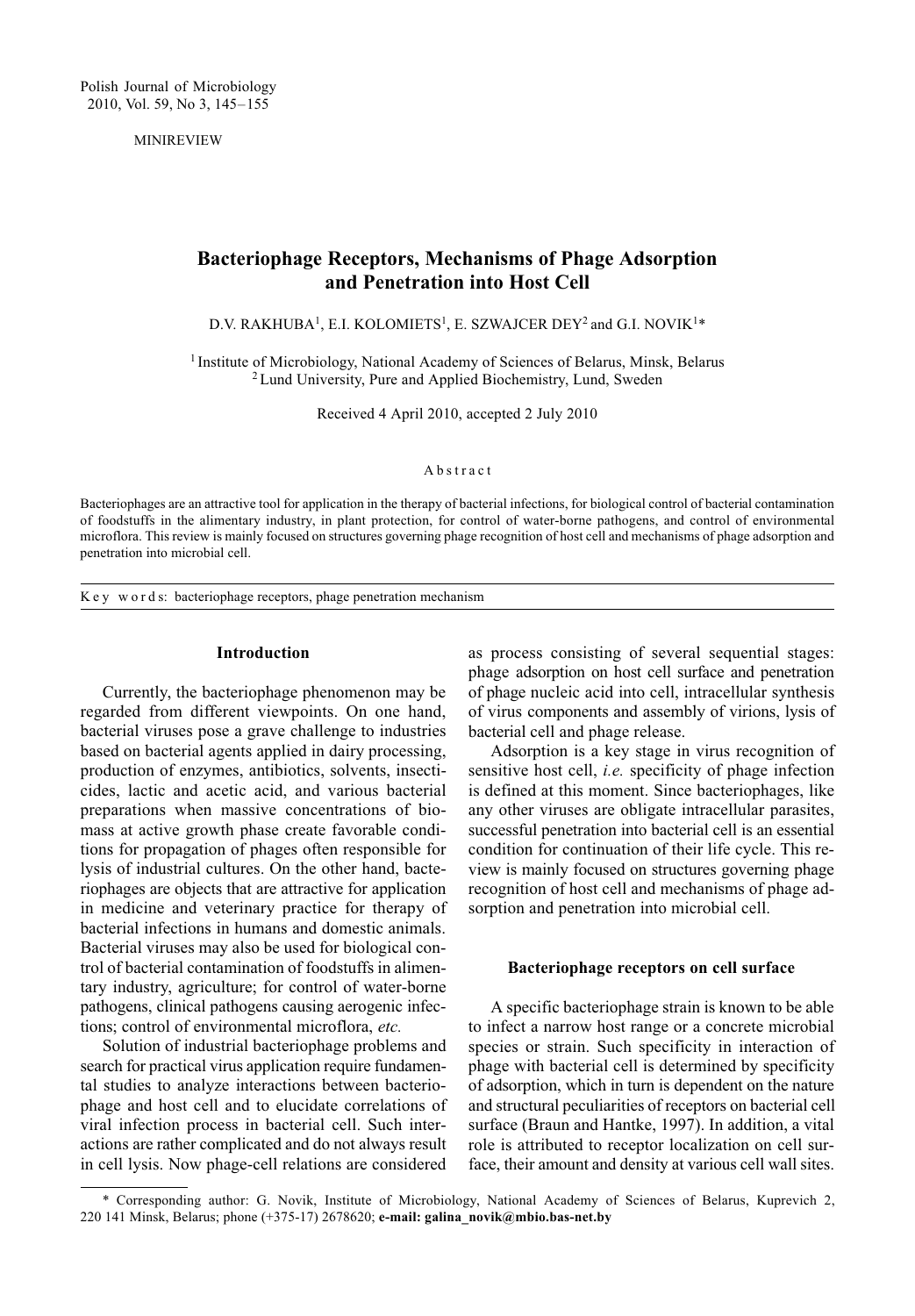MINIREVIEW

# Bacteriophage Receptors, Mechanisms of Phage Adsorption and Penetration into Host Cell

D.V. RAKHUBA[1], E.I. KOLOMIETS[1], E. SZWAJCER DEY[2] and G.I. NOVIK[1]*

[1] Institute of Microbiology, National Academy of Sciences of Belarus, Minsk, Belarus
[2] Lund University, Pure and Applied Biochemistry, Lund, Sweden

Received 4 April 2010, accepted 2 July 2010

## Abstract

Bacteriophages are an attractive tool for application in the therapy of bacterial infections, for biological control of bacterial contamination of foodstuffs in the alimentary industry, in plant protection, for control of water-borne pathogens, and control of environmental microflora. This review is mainly focused on structures governing phage recognition of host cell and mechanisms of phage adsorption and penetration into microbial cell.

Key words: bacteriophage receptors, phage penetration mechanism

## Introduction

Currently, the bacteriophage phenomenon may be regarded from different viewpoints. On one hand, bacterial viruses pose a grave challenge to industries based on bacterial agents applied in dairy processing, production of enzymes, antibiotics, solvents, insecticides, lactic and acetic acid, and various bacterial preparations when massive concentrations of biomass at active growth phase create favorable conditions for propagation of phages often responsible for lysis of industrial cultures. On the other hand, bacteriophages are objects that are attractive for application in medicine and veterinary practice for therapy of bacterial infections in humans and domestic animals. Bacterial viruses may also be used for biological control of bacterial contamination of foodstuffs in alimentary industry, agriculture; for control of water-borne pathogens, clinical pathogens causing aerogenic infections; control of environmental microflora, *etc.*

Solution of industrial bacteriophage problems and search for practical virus application require fundamental studies to analyze interactions between bacteriophage and host cell and to elucidate correlations of viral infection process in bacterial cell. Such interactions are rather complicated and do not always result in cell lysis. Now phage-cell relations are considered as process consisting of several sequential stages: phage adsorption on host cell surface and penetration of phage nucleic acid into cell, intracellular synthesis of virus components and assembly of virions, lysis of bacterial cell and phage release.

Adsorption is a key stage in virus recognition of sensitive host cell, *i.e.* specificity of phage infection is defined at this moment. Since bacteriophages, like any other viruses are obligate intracellular parasites, successful penetration into bacterial cell is an essential condition for continuation of their life cycle. This review is mainly focused on structures governing phage recognition of host cell and mechanisms of phage adsorption and penetration into microbial cell.

## Bacteriophage receptors on cell surface

A specific bacteriophage strain is known to be able to infect a narrow host range or a concrete microbial species or strain. Such specificity in interaction of phage with bacterial cell is determined by specificity of adsorption, which in turn is dependent on the nature and structural peculiarities of receptors on bacterial cell surface (Braun and Hantke, 1997). In addition, a vital role is attributed to receptor localization on cell surface, their amount and density at various cell wall sites.

---

\* Corresponding author: G. Novik, Institute of Microbiology, National Academy of Sciences of Belarus, Kuprevich 2, 220 141 Minsk, Belarus; phone (+375-17) 2678620; **e-mail: galina_novik@mbio.bas-net.by**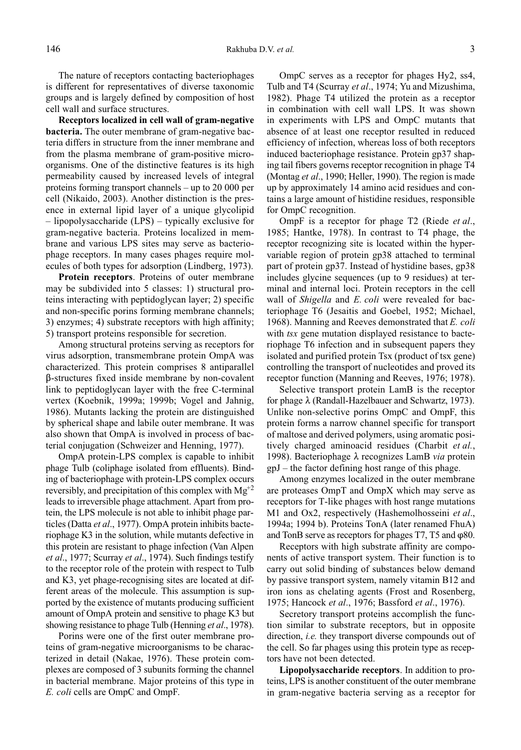The nature of receptors contacting bacteriophages is different for representatives of diverse taxonomic groups and is largely defined by composition of host cell wall and surface structures.

**Receptors localized in cell wall of gram-negative bacteria.** The outer membrane of gram-negative bacteria differs in structure from the inner membrane and from the plasma membrane of gram-positive microorganisms. One of the distinctive features is its high permeability caused by increased levels of integral proteins forming transport channels – up to 20 000 per cell (Nikaido, 2003). Another distinction is the presence in external lipid layer of a unique glycolipid – lipopolysaccharide (LPS) – typically exclusive for gram-negative bacteria. Proteins localized in membrane and various LPS sites may serve as bacteriophage receptors. In many cases phages require molecules of both types for adsorption (Lindberg, 1973).

**Protein receptors**. Proteins of outer membrane may be subdivided into 5 classes: 1) structural proteins interacting with peptidoglycan layer; 2) specific and non-specific porins forming membrane channels; 3) enzymes; 4) substrate receptors with high affinity; 5) transport proteins responsible for secretion.

Among structural proteins serving as receptors for virus adsorption, transmembrane protein OmpA was characterized. This protein comprises 8 antiparallel β-structures fixed inside membrane by non-covalent link to peptidoglycan layer with the free C-terminal vertex (Koebnik, 1999a; 1999b; Vogel and Jahnig, 1986). Mutants lacking the protein are distinguished by spherical shape and labile outer membrane. It was also shown that OmpA is involved in process of bacterial conjugation (Schweizer and Henning, 1977).

OmpA protein-LPS complex is capable to inhibit phage Tulb (coliphage isolated from effluents). Binding of bacteriophage with protein-LPS complex occurs reversibly, and precipitation of this complex with $Mg^{+2}$ leads to irreversible phage attachment. Apart from protein, the LPS molecule is not able to inhibit phage particles (Datta *et al*., 1977). OmpA protein inhibits bacteriophage K3 in the solution, while mutants defective in this protein are resistant to phage infection (Van Alpen *et al*., 1977; Scurray *et al*., 1974). Such findings testify to the receptor role of the protein with respect to Tulb and K3, yet phage-recognising sites are located at different areas of the molecule. This assumption is supported by the existence of mutants producing sufficient amount of OmpA protein and sensitive to phage K3 but showing resistance to phage Tulb (Henning *et al*., 1978).

Porins were one of the first outer membrane proteins of gram-negative microorganisms to be characterized in detail (Nakae, 1976). These protein complexes are composed of 3 subunits forming the channel in bacterial membrane. Major proteins of this type in *E. coli* cells are OmpC and OmpF.

OmpC serves as a receptor for phages Hy2, ss4, Tulb and T4 (Scurray *et al*., 1974; Yu and Mizushima, 1982). Phage T4 utilized the protein as a receptor in combination with cell wall LPS. It was shown in experiments with LPS and OmpC mutants that absence of at least one receptor resulted in reduced efficiency of infection, whereas loss of both receptors induced bacteriophage resistance. Protein gp37 shaping tail fibers governs receptor recognition in phage T4 (Montag *et al*., 1990; Heller, 1990). The region is made up by approximately 14 amino acid residues and contains a large amount of histidine residues, responsible for OmpC recognition.

OmpF is a receptor for phage T2 (Riede *et al*., 1985; Hantke, 1978). In contrast to T4 phage, the receptor recognizing site is located within the hypervariable region of protein gp38 attached to terminal part of protein gp37. Instead of hystidine bases, gp38 includes glycine sequences (up to 9 residues) at terminal and internal loci. Protein receptors in the cell wall of *Shigella* and *E. coli* were revealed for bacteriophage T6 (Jesaitis and Goebel, 1952; Michael, 1968). Manning and Reeves demonstrated that *E. coli* with *tsx* gene mutation displayed resistance to bacteriophage T6 infection and in subsequent papers they isolated and purified protein Tsx (product of tsx gene) controlling the transport of nucleotides and proved its receptor function (Manning and Reeves, 1976; 1978).

Selective transport protein LamB is the receptor for phage λ (Randall-Hazelbauer and Schwartz, 1973). Unlike non-selective porins OmpC and OmpF, this protein forms a narrow channel specific for transport of maltose and derived polymers, using aromatic positively charged aminoacid residues (Charbit *et al.*, 1998). Bacteriophage λ recognizes LamB *via* protein gpJ – the factor defining host range of this phage.

Among enzymes localized in the outer membrane are proteases OmpT and OmpX which may serve as receptors for T-like phages with host range mutations M1 and Ox2, respectively (Hashemolhosseini *et al*., 1994a; 1994 b). Proteins TonA (later renamed FhuA) and TonB serve as receptors for phages T7, T5 and φ80.

Receptors with high substrate affinity are components of active transport system. Their function is to carry out solid binding of substances below demand by passive transport system, namely vitamin B12 and iron ions as chelating agents (Frost and Rosenberg, 1975; Hancock *et al*., 1976; Bassford *et al*., 1976).

Secretory transport proteins accomplish the function similar to substrate receptors, but in opposite direction, *i.e.* they transport diverse compounds out of the cell. So far phages using this protein type as receptors have not been detected.

**Lipopolysaccharide receptors**. In addition to proteins, LPS is another constituent of the outer membrane in gram-negative bacteria serving as a receptor for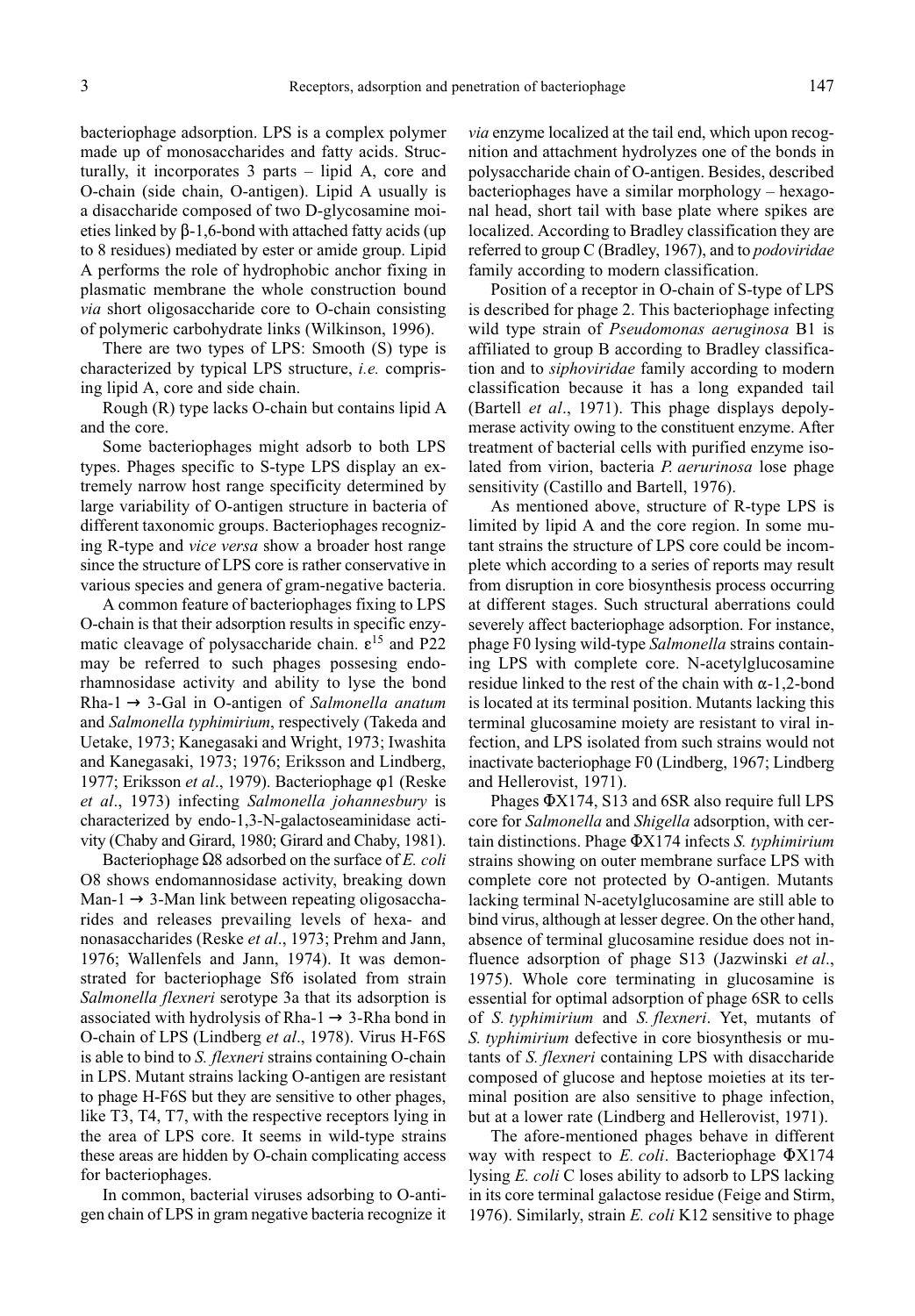bacteriophage adsorption. LPS is a complex polymer made up of monosaccharides and fatty acids. Structurally, it incorporates 3 parts – lipid A, core and O-chain (side chain, O-antigen). Lipid A usually is a disaccharide composed of two D-glycosamine moieties linked by β-1,6-bond with attached fatty acids (up to 8 residues) mediated by ester or amide group. Lipid A performs the role of hydrophobic anchor fixing in plasmatic membrane the whole construction bound *via* short oligosaccharide core to O-chain consisting of polymeric carbohydrate links (Wilkinson, 1996).

There are two types of LPS: Smooth (S) type is characterized by typical LPS structure, *i.e.* comprising lipid A, core and side chain.

Rough (R) type lacks O-chain but contains lipid A and the core.

Some bacteriophages might adsorb to both LPS types. Phages specific to S-type LPS display an extremely narrow host range specificity determined by large variability of O-antigen structure in bacteria of different taxonomic groups. Bacteriophages recognizing R-type and *vice versa* show a broader host range since the structure of LPS core is rather conservative in various species and genera of gram-negative bacteria.

A common feature of bacteriophages fixing to LPS O-chain is that their adsorption results in specific enzymatic cleavage of polysaccharide chain. $\varepsilon^{15}$ and P22 may be referred to such phages possesing endorhamnosidase activity and ability to lyse the bond Rha-1 → 3-Gal in O-antigen of *Salmonella anatum* and *Salmonella typhimirium*, respectively (Takeda and Uetake, 1973; Kanegasaki and Wright, 1973; Iwashita and Kanegasaki, 1973; 1976; Eriksson and Lindberg, 1977; Eriksson *et al*., 1979). Bacteriophage φ1 (Reske *et al*., 1973) infecting *Salmonella johannesbury* is characterized by endo-1,3-N-galactoseaminidase activity (Chaby and Girard, 1980; Girard and Chaby, 1981).

Bacteriophage Ω8 adsorbed on the surface of *E. coli* O8 shows endomannosidase activity, breaking down Man-1 → 3-Man link between repeating oligosaccharides and releases prevailing levels of hexa- and nonasaccharides (Reske *et al*., 1973; Prehm and Jann, 1976; Wallenfels and Jann, 1974). It was demonstrated for bacteriophage Sf6 isolated from strain *Salmonella flexneri* serotype 3a that its adsorption is associated with hydrolysis of Rha-1 → 3-Rha bond in O-chain of LPS (Lindberg *et al*., 1978). Virus H-F6S is able to bind to *S. flexneri* strains containing O-chain in LPS. Mutant strains lacking O-antigen are resistant to phage H-F6S but they are sensitive to other phages, like T3, T4, T7, with the respective receptors lying in the area of LPS core. It seems in wild-type strains these areas are hidden by O-chain complicating access for bacteriophages.

In common, bacterial viruses adsorbing to O-antigen chain of LPS in gram negative bacteria recognize it *via* enzyme localized at the tail end, which upon recognition and attachment hydrolyzes one of the bonds in polysaccharide chain of O-antigen. Besides, described bacteriophages have a similar morphology – hexagonal head, short tail with base plate where spikes are localized. According to Bradley classification they are referred to group C (Bradley, 1967), and to *podoviridae* family according to modern classification.

Position of a receptor in O-chain of S-type of LPS is described for phage 2. This bacteriophage infecting wild type strain of *Pseudomonas aeruginosa* B1 is affiliated to group B according to Bradley classification and to *siphoviridae* family according to modern classification because it has a long expanded tail (Bartell *et al*., 1971). This phage displays depolymerase activity owing to the constituent enzyme. After treatment of bacterial cells with purified enzyme isolated from virion, bacteria *P. aerurinosa* lose phage sensitivity (Castillo and Bartell, 1976).

As mentioned above, structure of R-type LPS is limited by lipid A and the core region. In some mutant strains the structure of LPS core could be incomplete which according to a series of reports may result from disruption in core biosynthesis process occurring at different stages. Such structural aberrations could severely affect bacteriophage adsorption. For instance, phage F0 lysing wild-type *Salmonella* strains containing LPS with complete core. N-acetylglucosamine residue linked to the rest of the chain with α-1,2-bond is located at its terminal position. Mutants lacking this terminal glucosamine moiety are resistant to viral infection, and LPS isolated from such strains would not inactivate bacteriophage F0 (Lindberg, 1967; Lindberg and Hellerovist, 1971).

Phages ΦX174, S13 and 6SR also require full LPS core for *Salmonella* and *Shigella* adsorption, with certain distinctions. Phage ΦX174 infects *S. typhimirium* strains showing on outer membrane surface LPS with complete core not protected by O-antigen. Mutants lacking terminal N-acetylglucosamine are still able to bind virus, although at lesser degree. On the other hand, absence of terminal glucosamine residue does not influence adsorption of phage S13 (Jazwinski *et al*., 1975). Whole core terminating in glucosamine is essential for optimal adsorption of phage 6SR to cells of *S. typhimirium* and *S. flexneri*. Yet, mutants of *S. typhimirium* defective in core biosynthesis or mutants of *S. flexneri* containing LPS with disaccharide composed of glucose and heptose moieties at its terminal position are also sensitive to phage infection, but at a lower rate (Lindberg and Hellerovist, 1971).

The afore-mentioned phages behave in different way with respect to *E. coli*. Bacteriophage ΦX174 lysing *E. coli* C loses ability to adsorb to LPS lacking in its core terminal galactose residue (Feige and Stirm, 1976). Similarly, strain *E. coli* K12 sensitive to phage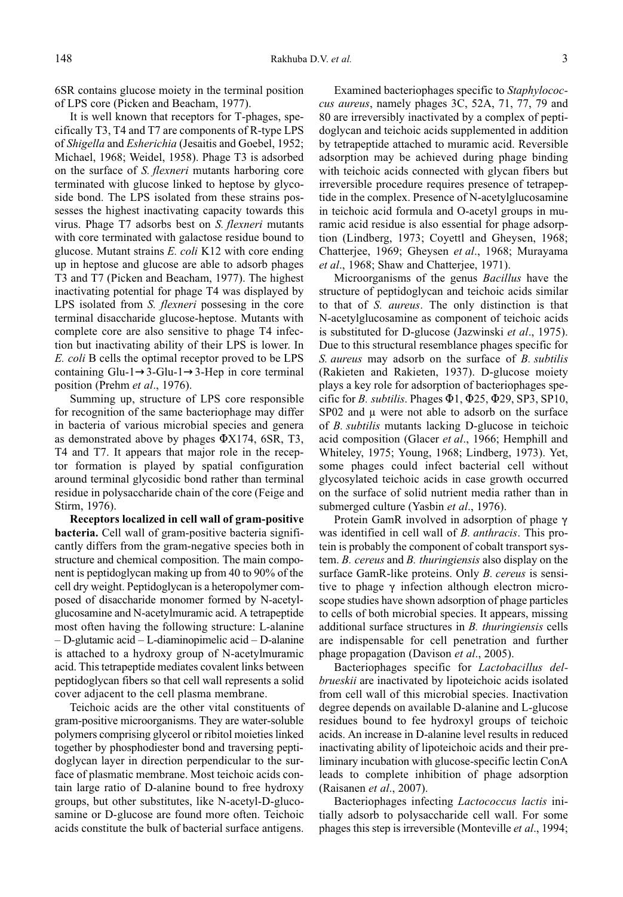6SR contains glucose moiety in the terminal position of LPS core (Picken and Beacham, 1977).

It is well known that receptors for T-phages, specifically T3, T4 and T7 are components of R-type LPS of *Shigella* and *Esherichia* (Jesaitis and Goebel, 1952; Michael, 1968; Weidel, 1958). Phage T3 is adsorbed on the surface of *S. flexneri* mutants harboring core terminated with glucose linked to heptose by glycoside bond. The LPS isolated from these strains possesses the highest inactivating capacity towards this virus. Phage T7 adsorbs best on *S. flexneri* mutants with core terminated with galactose residue bound to glucose. Mutant strains *E. coli* K12 with core ending up in heptose and glucose are able to adsorb phages T3 and T7 (Picken and Beacham, 1977). The highest inactivating potential for phage T4 was displayed by LPS isolated from *S. flexneri* possesing in the core terminal disaccharide glucose-heptose. Mutants with complete core are also sensitive to phage T4 infection but inactivating ability of their LPS is lower. In *E. coli* B cells the optimal receptor proved to be LPS containing Glu-1→3-Glu-1→3-Hep in core terminal position (Prehm *et al*., 1976).

Summing up, structure of LPS core responsible for recognition of the same bacteriophage may differ in bacteria of various microbial species and genera as demonstrated above by phages ΦX174, 6SR, T3, T4 and T7. It appears that major role in the receptor formation is played by spatial configuration around terminal glycosidic bond rather than terminal residue in polysaccharide chain of the core (Feige and Stirm, 1976).

**Receptors localized in cell wall of gram-positive bacteria.** Cell wall of gram-positive bacteria significantly differs from the gram-negative species both in structure and chemical composition. The main component is peptidoglycan making up from 40 to 90% of the cell dry weight. Peptidoglycan is a heteropolymer composed of disaccharide monomer formed by N-acetylglucosamine and N-acetylmuramic acid. A tetrapeptide most often having the following structure: L-alanine – D-glutamic acid – L-diaminopimelic acid – D-alanine is attached to a hydroxy group of N-acetylmuramic acid. This tetrapeptide mediates covalent links between peptidoglycan fibers so that cell wall represents a solid cover adjacent to the cell plasma membrane.

Teichoic acids are the other vital constituents of gram-positive microorganisms. They are water-soluble polymers comprising glycerol or ribitol moieties linked together by phosphodiester bond and traversing peptidoglycan layer in direction perpendicular to the surface of plasmatic membrane. Most teichoic acids contain large ratio of D-alanine bound to free hydroxy groups, but other substitutes, like N-acetyl-D-glucosamine or D-glucose are found more often. Teichoic acids constitute the bulk of bacterial surface antigens.

Examined bacteriophages specific to *Staphylococcus aureus*, namely phages 3C, 52A, 71, 77, 79 and 80 are irreversibly inactivated by a complex of peptidoglycan and teichoic acids supplemented in addition by tetrapeptide attached to muramic acid. Reversible adsorption may be achieved during phage binding with teichoic acids connected with glycan fibers but irreversible procedure requires presence of tetrapeptide in the complex. Presence of N-acetylglucosamine in teichoic acid formula and O-acetyl groups in muramic acid residue is also essential for phage adsorption (Lindberg, 1973; Coyett and Gheysen, 1968; Chatterjee, 1969; Gheysen *et al*., 1968; Murayama *et al*., 1968; Shaw and Chatterjee, 1971).

Microorganisms of the genus *Bacillus* have the structure of peptidoglycan and teichoic acids similar to that of *S. aureus*. The only distinction is that N-acetylglucosamine as component of teichoic acids is substituted for D-glucose (Jazwinski *et al*., 1975). Due to this structural resemblance phages specific for *S. aureus* may adsorb on the surface of *B. subtilis* (Rakieten and Rakieten, 1937). D-glucose moiety plays a key role for adsorption of bacteriophages specific for *B. subtilis*. Phages Φ1, Φ25, Φ29, SP3, SP10, SP02 and μ were not able to adsorb on the surface of *B. subtilis* mutants lacking D-glucose in teichoic acid composition (Glacer *et al*., 1966; Hemphill and Whiteley, 1975; Young, 1968; Lindberg, 1973). Yet, some phages could infect bacterial cell without glycosylated teichoic acids in case growth occurred on the surface of solid nutrient media rather than in submerged culture (Yasbin *et al*., 1976).

Protein GamR involved in adsorption of phage γ was identified in cell wall of *B. anthracis*. This protein is probably the component of cobalt transport system. *B. cereus* and *B. thuringiensis* also display on the surface GamR-like proteins. Only *B. cereus* is sensitive to phage γ infection although electron microscope studies have shown adsorption of phage particles to cells of both microbial species. It appears, missing additional surface structures in *B. thuringiensis* cells are indispensable for cell penetration and further phage propagation (Davison *et al*., 2005).

Bacteriophages specific for *Lactobacillus delbrueskii* are inactivated by lipoteichoic acids isolated from cell wall of this microbial species. Inactivation degree depends on available D-alanine and L-glucose residues bound to fee hydroxyl groups of teichoic acids. An increase in D-alanine level results in reduced inactivating ability of lipoteichoic acids and their preliminary incubation with glucose-specific lectin ConA leads to complete inhibition of phage adsorption (Raisanen *et al*., 2007).

Bacteriophages infecting *Lactococcus lactis* initially adsorb to polysaccharide cell wall. For some phages this step is irreversible (Monteville *et al*., 1994;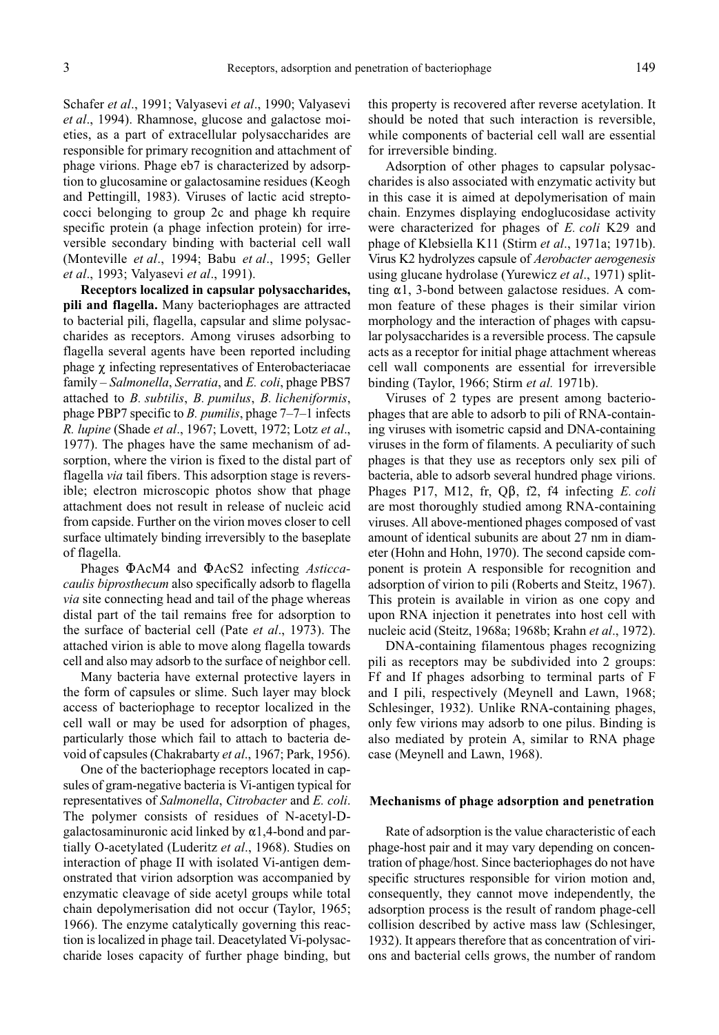Schafer *et al*., 1991; Valyasevi *et al*., 1990; Valyasevi *et al*., 1994). Rhamnose, glucose and galactose moieties, as a part of extracellular polysaccharides are responsible for primary recognition and attachment of phage virions. Phage eb7 is characterized by adsorption to glucosamine or galactosamine residues (Keogh and Pettingill, 1983). Viruses of lactic acid streptococci belonging to group 2c and phage kh require specific protein (a phage infection protein) for irreversible secondary binding with bacterial cell wall (Monteville *et al*., 1994; Babu *et al*., 1995; Geller *et al*., 1993; Valyasevi *et al*., 1991).

**Receptors localized in capsular polysaccharides, pili and flagella.** Many bacteriophages are attracted to bacterial pili, flagella, capsular and slime polysaccharides as receptors. Among viruses adsorbing to flagella several agents have been reported including phage χ infecting representatives of Enterobacteriaceae family – *Salmonella*, *Serratia*, and *E. coli*, phage PBS7 attached to *B. subtilis*, *B. pumilus*, *B. licheniformis*, phage PBP7 specific to *B. pumilis*, phage 7–7–1 infects *R. lupine* (Shade *et al*., 1967; Lovett, 1972; Lotz *et al*., 1977). The phages have the same mechanism of adsorption, where the virion is fixed to the distal part of flagella *via* tail fibers. This adsorption stage is reversible; electron microscopic photos show that phage attachment does not result in release of nucleic acid from capside. Further on the virion moves closer to cell surface ultimately binding irreversibly to the baseplate of flagella.

Phages ΦAcM4 and ΦAcS2 infecting *Asticcacaulis biprosthecum* also specifically adsorb to flagella *via* site connecting head and tail of the phage whereas distal part of the tail remains free for adsorption to the surface of bacterial cell (Pate *et al*., 1973). The attached virion is able to move along flagella towards cell and also may adsorb to the surface of neighbor cell.

Many bacteria have external protective layers in the form of capsules or slime. Such layer may block access of bacteriophage to receptor localized in the cell wall or may be used for adsorption of phages, particularly those which fail to attach to bacteria devoid of capsules (Chakrabarty *et al*., 1967; Park, 1956).

One of the bacteriophage receptors located in capsules of gram-negative bacteria is Vi-antigen typical for representatives of *Salmonella*, *Citrobacter* and *E. coli*. The polymer consists of residues of N-acetyl-D-galactosaminuronic acid linked by α1,4-bond and partially O-acetylated (Luderitz *et al*., 1968). Studies on interaction of phage II with isolated Vi-antigen demonstrated that virion adsorption was accompanied by enzymatic cleavage of side acetyl groups while total chain depolymerisation did not occur (Taylor, 1965; 1966). The enzyme catalytically governing this reaction is localized in phage tail. Deacetylated Vi-polysaccharide loses capacity of further phage binding, but this property is recovered after reverse acetylation. It should be noted that such interaction is reversible, while components of bacterial cell wall are essential for irreversible binding.

Adsorption of other phages to capsular polysaccharides is also associated with enzymatic activity but in this case it is aimed at depolymerisation of main chain. Enzymes displaying endoglucosidase activity were characterized for phages of *E. coli* K29 and phage of Klebsiella K11 (Stirm *et al*., 1971a; 1971b). Virus K2 hydrolyzes capsule of *Aerobacter aerogenesis* using glucane hydrolase (Yurewicz *et al*., 1971) splitting α1, 3-bond between galactose residues. A common feature of these phages is their similar virion morphology and the interaction of phages with capsular polysaccharides is a reversible process. The capsule acts as a receptor for initial phage attachment whereas cell wall components are essential for irreversible binding (Taylor, 1966; Stirm *et al.* 1971b).

Viruses of 2 types are present among bacteriophages that are able to adsorb to pili of RNA-containing viruses with isometric capsid and DNA-containing viruses in the form of filaments. A peculiarity of such phages is that they use as receptors only sex pili of bacteria, able to adsorb several hundred phage virions. Phages P17, M12, fr, Qβ, f2, f4 infecting *E. coli* are most thoroughly studied among RNA-containing viruses. All above-mentioned phages composed of vast amount of identical subunits are about 27 nm in diameter (Hohn and Hohn, 1970). The second capside component is protein A responsible for recognition and adsorption of virion to pili (Roberts and Steitz, 1967). This protein is available in virion as one copy and upon RNA injection it penetrates into host cell with nucleic acid (Steitz, 1968a; 1968b; Krahn *et al*., 1972).

DNA-containing filamentous phages recognizing pili as receptors may be subdivided into 2 groups: Ff and If phages adsorbing to terminal parts of F and I pili, respectively (Meynell and Lawn, 1968; Schlesinger, 1932). Unlike RNA-containing phages, only few virions may adsorb to one pilus. Binding is also mediated by protein A, similar to RNA phage case (Meynell and Lawn, 1968).

## Mechanisms of phage adsorption and penetration

Rate of adsorption is the value characteristic of each phage-host pair and it may vary depending on concentration of phage/host. Since bacteriophages do not have specific structures responsible for virion motion and, consequently, they cannot move independently, the adsorption process is the result of random phage-cell collision described by active mass law (Schlesinger, 1932). It appears therefore that as concentration of virions and bacterial cells grows, the number of random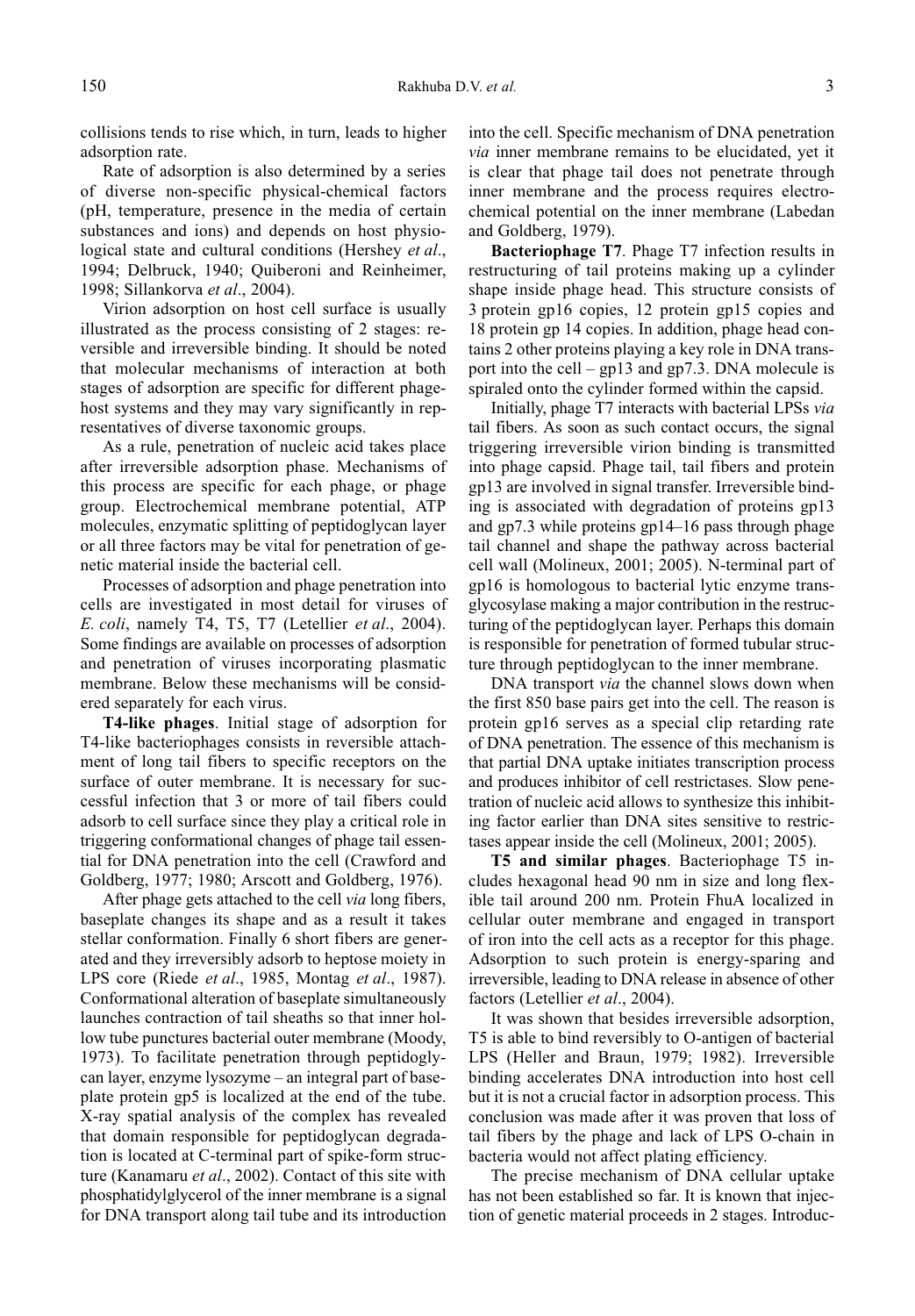collisions tends to rise which, in turn, leads to higher adsorption rate.

Rate of adsorption is also determined by a series of diverse non-specific physical-chemical factors (pH, temperature, presence in the media of certain substances and ions) and depends on host physiological state and cultural conditions (Hershey *et al*., 1994; Delbruck, 1940; Quiberoni and Reinheimer, 1998; Sillankorva *et al*., 2004).

Virion adsorption on host cell surface is usually illustrated as the process consisting of 2 stages: reversible and irreversible binding. It should be noted that molecular mechanisms of interaction at both stages of adsorption are specific for different phage-host systems and they may vary significantly in representatives of diverse taxonomic groups.

As a rule, penetration of nucleic acid takes place after irreversible adsorption phase. Mechanisms of this process are specific for each phage, or phage group. Electrochemical membrane potential, ATP molecules, enzymatic splitting of peptidoglycan layer or all three factors may be vital for penetration of genetic material inside the bacterial cell.

Processes of adsorption and phage penetration into cells are investigated in most detail for viruses of *E. coli*, namely T4, T5, T7 (Letellier *et al*., 2004). Some findings are available on processes of adsorption and penetration of viruses incorporating plasmatic membrane. Below these mechanisms will be considered separately for each virus.

**T4-like phages**. Initial stage of adsorption for T4-like bacteriophages consists in reversible attachment of long tail fibers to specific receptors on the surface of outer membrane. It is necessary for successful infection that 3 or more of tail fibers could adsorb to cell surface since they play a critical role in triggering conformational changes of phage tail essential for DNA penetration into the cell (Crawford and Goldberg, 1977; 1980; Arscott and Goldberg, 1976).

After phage gets attached to the cell *via* long fibers, baseplate changes its shape and as a result it takes stellar conformation. Finally 6 short fibers are generated and they irreversibly adsorb to heptose moiety in LPS core (Riede *et al*., 1985, Montag *et al*., 1987). Conformational alteration of baseplate simultaneously launches contraction of tail sheaths so that inner hollow tube punctures bacterial outer membrane (Moody, 1973). To facilitate penetration through peptidoglycan layer, enzyme lysozyme – an integral part of baseplate protein gp5 is localized at the end of the tube. X-ray spatial analysis of the complex has revealed that domain responsible for peptidoglycan degradation is located at C-terminal part of spike-form structure (Kanamaru *et al*., 2002). Contact of this site with phosphatidylglycerol of the inner membrane is a signal for DNA transport along tail tube and its introduction into the cell. Specific mechanism of DNA penetration *via* inner membrane remains to be elucidated, yet it is clear that phage tail does not penetrate through inner membrane and the process requires electrochemical potential on the inner membrane (Labedan and Goldberg, 1979).

**Bacteriophage T7**. Phage T7 infection results in restructuring of tail proteins making up a cylinder shape inside phage head. This structure consists of 3 protein gp16 copies, 12 protein gp15 copies and 18 protein gp 14 copies. In addition, phage head contains 2 other proteins playing a key role in DNA transport into the cell – gp13 and gp7.3. DNA molecule is spiraled onto the cylinder formed within the capsid.

Initially, phage T7 interacts with bacterial LPSs *via* tail fibers. As soon as such contact occurs, the signal triggering irreversible virion binding is transmitted into phage capsid. Phage tail, tail fibers and protein gp13 are involved in signal transfer. Irreversible binding is associated with degradation of proteins gp13 and gp7.3 while proteins gp14–16 pass through phage tail channel and shape the pathway across bacterial cell wall (Molineux, 2001; 2005). N-terminal part of gp16 is homologous to bacterial lytic enzyme transglycosylase making a major contribution in the restructuring of the peptidoglycan layer. Perhaps this domain is responsible for penetration of formed tubular structure through peptidoglycan to the inner membrane.

DNA transport *via* the channel slows down when the first 850 base pairs get into the cell. The reason is protein gp16 serves as a special clip retarding rate of DNA penetration. The essence of this mechanism is that partial DNA uptake initiates transcription process and produces inhibitor of cell restrictases. Slow penetration of nucleic acid allows to synthesize this inhibiting factor earlier than DNA sites sensitive to restrictases appear inside the cell (Molineux, 2001; 2005).

**T5 and similar phages**. Bacteriophage T5 includes hexagonal head 90 nm in size and long flexible tail around 200 nm. Protein FhuA localized in cellular outer membrane and engaged in transport of iron into the cell acts as a receptor for this phage. Adsorption to such protein is energy-sparing and irreversible, leading to DNA release in absence of other factors (Letellier *et al*., 2004).

It was shown that besides irreversible adsorption, T5 is able to bind reversibly to O-antigen of bacterial LPS (Heller and Braun, 1979; 1982). Irreversible binding accelerates DNA introduction into host cell but it is not a crucial factor in adsorption process. This conclusion was made after it was proven that loss of tail fibers by the phage and lack of LPS O-chain in bacteria would not affect plating efficiency.

The precise mechanism of DNA cellular uptake has not been established so far. It is known that injection of genetic material proceeds in 2 stages. Introduc-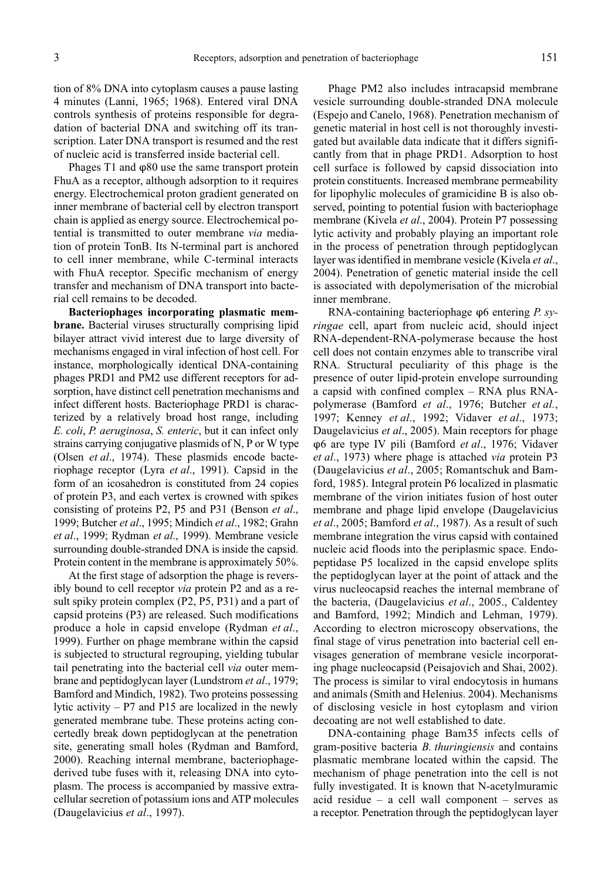tion of 8% DNA into cytoplasm causes a pause lasting 4 minutes (Lanni, 1965; 1968). Entered viral DNA controls synthesis of proteins responsible for degradation of bacterial DNA and switching off its transcription. Later DNA transport is resumed and the rest of nucleic acid is transferred inside bacterial cell.

Phages T1 and φ80 use the same transport protein FhuA as a receptor, although adsorption to it requires energy. Electrochemical proton gradient generated on inner membrane of bacterial cell by electron transport chain is applied as energy source. Electrochemical potential is transmitted to outer membrane *via* mediation of protein TonB. Its N-terminal part is anchored to cell inner membrane, while C-terminal interacts with FhuA receptor. Specific mechanism of energy transfer and mechanism of DNA transport into bacterial cell remains to be decoded.

**Bacteriophages incorporating plasmatic membrane.** Bacterial viruses structurally comprising lipid bilayer attract vivid interest due to large diversity of mechanisms engaged in viral infection of host cell. For instance, morphologically identical DNA-containing phages PRD1 and PM2 use different receptors for adsorption, have distinct cell penetration mechanisms and infect different hosts. Bacteriophage PRD1 is characterized by a relatively broad host range, including *E. coli*, *P. aeruginosa*, *S. enteric*, but it can infect only strains carrying conjugative plasmids of N, P or W type (Olsen *et al*., 1974). These plasmids encode bacteriophage receptor (Lyra *et al*., 1991). Capsid in the form of an icosahedron is constituted from 24 copies of protein P3, and each vertex is crowned with spikes consisting of proteins P2, P5 and P31 (Benson *et al*., 1999; Butcher *et al*., 1995; Mindich *et al*., 1982; Grahn *et al*., 1999; Rydman *et al*., 1999). Membrane vesicle surrounding double-stranded DNA is inside the capsid. Protein content in the membrane is approximately 50%.

At the first stage of adsorption the phage is reversibly bound to cell receptor *via* protein P2 and as a result spiky protein complex (P2, P5, P31) and a part of capsid proteins (P3) are released. Such modifications produce a hole in capsid envelope (Rydman *et al*., 1999). Further on phage membrane within the capsid is subjected to structural regrouping, yielding tubular tail penetrating into the bacterial cell *via* outer membrane and peptidoglycan layer (Lundstrom *et al*., 1979; Bamford and Mindich, 1982). Two proteins possessing lytic activity – P7 and P15 are localized in the newly generated membrane tube. These proteins acting concertedly break down peptidoglycan at the penetration site, generating small holes (Rydman and Bamford, 2000). Reaching internal membrane, bacteriophage-derived tube fuses with it, releasing DNA into cytoplasm. The process is accompanied by massive extracellular secretion of potassium ions and ATP molecules (Daugelavicius *et al*., 1997).

Phage PM2 also includes intracapsid membrane vesicle surrounding double-stranded DNA molecule (Espejo and Canelo, 1968). Penetration mechanism of genetic material in host cell is not thoroughly investigated but available data indicate that it differs significantly from that in phage PRD1. Adsorption to host cell surface is followed by capsid dissociation into protein constituents. Increased membrane permeability for lipophylic molecules of gramicidine B is also observed, pointing to potential fusion with bacteriophage membrane (Kivela *et al*., 2004). Protein P7 possessing lytic activity and probably playing an important role in the process of penetration through peptidoglycan layer was identified in membrane vesicle (Kivela *et al*., 2004). Penetration of genetic material inside the cell is associated with depolymerisation of the microbial inner membrane.

RNA-containing bacteriophage φ6 entering *P. syringae* cell, apart from nucleic acid, should inject RNA-dependent-RNA-polymerase because the host cell does not contain enzymes able to transcribe viral RNA. Structural peculiarity of this phage is the presence of outer lipid-protein envelope surrounding a capsid with confined complex – RNA plus RNA-polymerase (Bamford *et al*., 1976; Butcher *et al.*, 1997; Kenney *et al*., 1992; Vidaver *et al*., 1973; Daugelavicius *et al*., 2005). Main receptors for phage φ6 are type IV pili (Bamford *et al*., 1976; Vidaver *et al*., 1973) where phage is attached *via* protein P3 (Daugelavicius *et al*., 2005; Romantschuk and Bamford, 1985). Integral protein P6 localized in plasmatic membrane of the virion initiates fusion of host outer membrane and phage lipid envelope (Daugelavicius *et al*., 2005; Bamford *et al*., 1987). As a result of such membrane integration the virus capsid with contained nucleic acid floods into the periplasmic space. Endopeptidase P5 localized in the capsid envelope splits the peptidoglycan layer at the point of attack and the virus nucleocapsid reaches the internal membrane of the bacteria, (Daugelavicius *et al*., 2005., Caldentey and Bamford, 1992; Mindich and Lehman, 1979). According to electron microscopy observations, the final stage of virus penetration into bacterial cell envisages generation of membrane vesicle incorporating phage nucleocapsid (Peisajovich and Shai, 2002). The process is similar to viral endocytosis in humans and animals (Smith and Helenius. 2004). Mechanisms of disclosing vesicle in host cytoplasm and virion decoating are not well established to date.

DNA-containing phage Bam35 infects cells of gram-positive bacteria *B. thuringiensis* and contains plasmatic membrane located within the capsid. The mechanism of phage penetration into the cell is not fully investigated. It is known that N-acetylmuramic acid residue – a cell wall component – serves as a receptor. Penetration through the peptidoglycan layer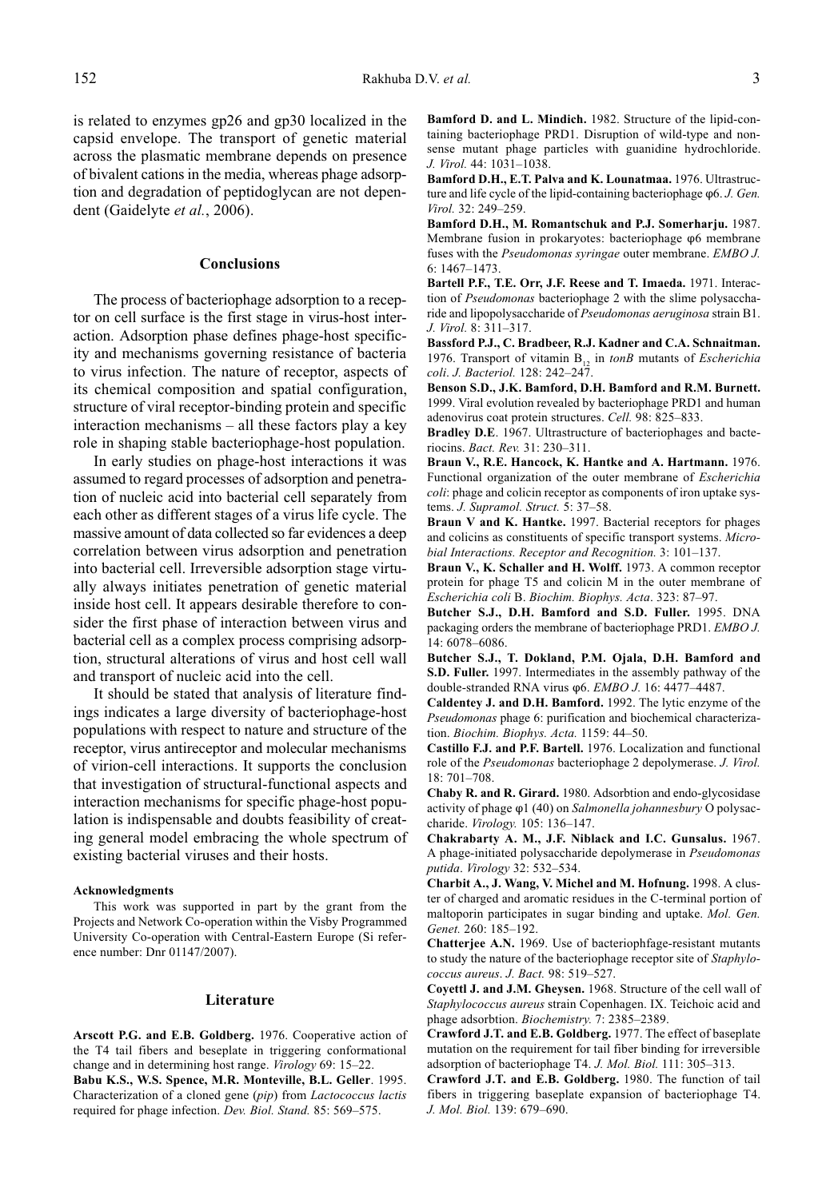is related to enzymes gp26 and gp30 localized in the capsid envelope. The transport of genetic material across the plasmatic membrane depends on presence of bivalent cations in the media, whereas phage adsorption and degradation of peptidoglycan are not dependent (Gaidelyte *et al.*, 2006).

## Conclusions

The process of bacteriophage adsorption to a receptor on cell surface is the first stage in virus-host interaction. Adsorption phase defines phage-host specificity and mechanisms governing resistance of bacteria to virus infection. The nature of receptor, aspects of its chemical composition and spatial configuration, structure of viral receptor-binding protein and specific interaction mechanisms – all these factors play a key role in shaping stable bacteriophage-host population.

In early studies on phage-host interactions it was assumed to regard processes of adsorption and penetration of nucleic acid into bacterial cell separately from each other as different stages of a virus life cycle. The massive amount of data collected so far evidences a deep correlation between virus adsorption and penetration into bacterial cell. Irreversible adsorption stage virtually always initiates penetration of genetic material inside host cell. It appears desirable therefore to consider the first phase of interaction between virus and bacterial cell as a complex process comprising adsorption, structural alterations of virus and host cell wall and transport of nucleic acid into the cell.

It should be stated that analysis of literature findings indicates a large diversity of bacteriophage-host populations with respect to nature and structure of the receptor, virus antireceptor and molecular mechanisms of virion-cell interactions. It supports the conclusion that investigation of structural-functional aspects and interaction mechanisms for specific phage-host population is indispensable and doubts feasibility of creating general model embracing the whole spectrum of existing bacterial viruses and their hosts.

#### Acknowledgments

This work was supported in part by the grant from the Projects and Network Co-operation within the Visby Programmed University Co-operation with Central-Eastern Europe (Si reference number: Dnr 01147/2007).

## Literature

**Arscott P.G. and E.B. Goldberg.** 1976. Cooperative action of the T4 tail fibers and beseplate in triggering conformational change and in determining host range. *Virology* 69: 15–22.

**Babu K.S., W.S. Spence, M.R. Monteville, B.L. Geller**. 1995. Characterization of a cloned gene (*pip*) from *Lactococcus lactis* required for phage infection. *Dev. Biol. Stand.* 85: 569–575.

**Bamford D. and L. Mindich.** 1982. Structure of the lipid-containing bacteriophage PRD1. Disruption of wild-type and nonsense mutant phage particles with guanidine hydrochloride. *J. Virol.* 44: 1031–1038.

**Bamford D.H., E.T. Palva and K. Lounatmaa.** 1976. Ultrastructure and life cycle of the lipid-containing bacteriophage φ6. *J. Gen. Virol.* 32: 249–259.

**Bamford D.H., M. Romantschuk and P.J. Somerharju.** 1987. Membrane fusion in prokaryotes: bacteriophage φ6 membrane fuses with the *Pseudomonas syringae* outer membrane. *EMBO J.* 6: 1467–1473.

**Bartell P.F., T.E. Orr, J.F. Reese and T. Imaeda.** 1971. Interaction of *Pseudomonas* bacteriophage 2 with the slime polysaccharide and lipopolysaccharide of *Pseudomonas aeruginosa* strain B1. *J. Virol.* 8: 311–317.

**Bassford P.J., C. Bradbeer, R.J. Kadner and C.A. Schnaitman.** 1976. Transport of vitamin $B_{12}$ in *tonB* mutants of *Escherichia coli*. *J. Bacteriol.* 128: 242–247.

**Benson S.D., J.K. Bamford, D.H. Bamford and R.M. Burnett.** 1999. Viral evolution revealed by bacteriophage PRD1 and human adenovirus coat protein structures. *Cell.* 98: 825–833.

**Bradley D.E**. 1967. Ultrastructure of bacteriophages and bacteriocins. *Bact. Rev.* 31: 230–311.

**Braun V., R.E. Hancock, K. Hantke and A. Hartmann.** 1976. Functional organization of the outer membrane of *Escherichia coli*: phage and colicin receptor as components of iron uptake systems. *J. Supramol. Struct.* 5: 37–58.

**Braun V and K. Hantke.** 1997. Bacterial receptors for phages and colicins as constituents of specific transport systems. *Microbial Interactions. Receptor and Recognition.* 3: 101–137.

**Braun V., K. Schaller and H. Wolff.** 1973. A common receptor protein for phage T5 and colicin M in the outer membrane of *Escherichia coli* B. *Biochim. Biophys. Acta*. 323: 87–97.

**Butcher S.J., D.H. Bamford and S.D. Fuller.** 1995. DNA packaging orders the membrane of bacteriophage PRD1. *EMBO J.* 14: 6078–6086.

**Butcher S.J., T. Dokland, P.M. Ojala, D.H. Bamford and S.D. Fuller.** 1997. Intermediates in the assembly pathway of the double-stranded RNA virus φ6. *EMBO J.* 16: 4477–4487.

**Caldentey J. and D.H. Bamford.** 1992. The lytic enzyme of the *Pseudomonas* phage 6: purification and biochemical characterization. *Biochim. Biophys. Acta.* 1159: 44–50.

**Castillo F.J. and P.F. Bartell.** 1976. Localization and functional role of the *Pseudomonas* bacteriophage 2 depolymerase. *J. Virol.* 18: 701–708.

**Chaby R. and R. Girard.** 1980. Adsorbtion and endo-glycosidase activity of phage φ1 (40) on *Salmonella johannesbury* O polysaccharide. *Virology.* 105: 136–147.

**Chakrabarty A. M., J.F. Niblack and I.C. Gunsalus.** 1967. A phage-initiated polysaccharide depolymerase in *Pseudomonas putida*. *Virology* 32: 532–534.

**Charbit A., J. Wang, V. Michel and M. Hofnung.** 1998. A cluster of charged and aromatic residues in the C-terminal portion of maltoporin participates in sugar binding and uptake. *Mol. Gen. Genet.* 260: 185–192.

**Chatterjee A.N.** 1969. Use of bacteriophfage-resistant mutants to study the nature of the bacteriophage receptor site of *Staphylococcus aureus*. *J. Bact.* 98: 519–527.

**Coyettl J. and J.M. Gheysen.** 1968. Structure of the cell wall of *Staphylococcus aureus* strain Copenhagen. IX. Teichoic acid and phage adsorbtion. *Biochemistry.* 7: 2385–2389.

**Crawford J.T. and E.B. Goldberg.** 1977. The effect of baseplate mutation on the requirement for tail fiber binding for irreversible adsorption of bacteriophage T4. *J. Mol. Biol.* 111: 305–313.

**Crawford J.T. and E.B. Goldberg.** 1980. The function of tail fibers in triggering baseplate expansion of bacteriophage T4. *J. Mol. Biol.* 139: 679–690.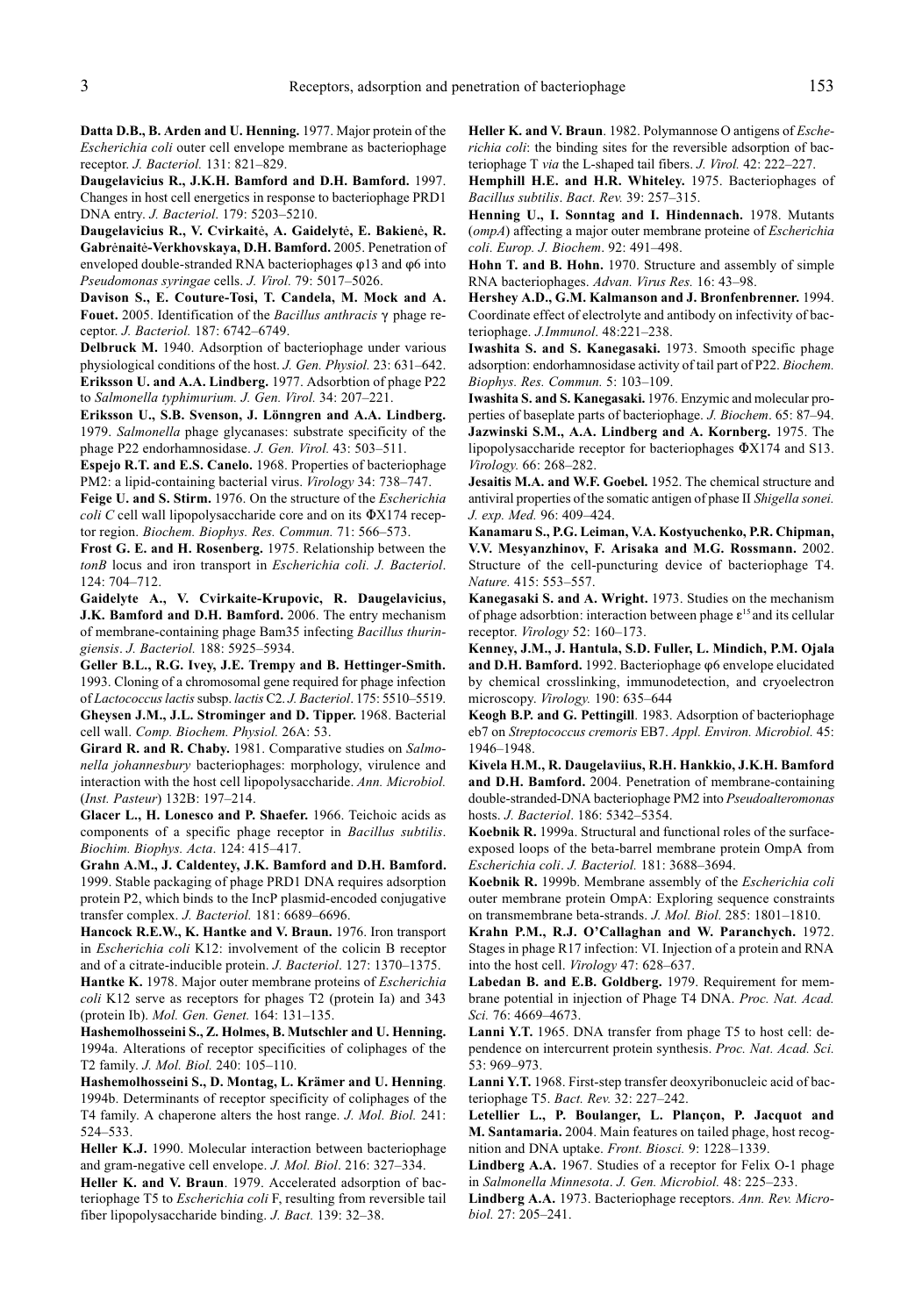**Datta D.B., B. Arden and U. Henning.** 1977. Major protein of the *Escherichia coli* outer cell envelope membrane as bacteriophage receptor. *J. Bacteriol.* 131: 821–829.

**Daugelavicius R., J.K.H. Bamford and D.H. Bamford.** 1997. Changes in host cell energetics in response to bacteriophage PRD1 DNA entry. *J. Bacteriol*. 179: 5203–5210.

**Daugelavicius R., V. Cvirkaitė, A. Gaidelytė, E. Bakienė, R. Gabrėnaitė-Verkhovskaya, D.H. Bamford.** 2005. Penetration of enveloped double-stranded RNA bacteriophages φ13 and φ6 into *Pseudomonas syringae* cells. *J. Virol.* 79: 5017–5026.

**Davison S., E. Couture-Tosi, T. Candela, M. Mock and A. Fouet.** 2005. Identification of the *Bacillus anthracis* γ phage receptor. *J. Bacteriol.* 187: 6742–6749.

**Delbruck M.** 1940. Adsorption of bacteriophage under various physiological conditions of the host. *J. Gen. Physiol.* 23: 631–642.

**Eriksson U. and A.A. Lindberg.** 1977. Adsorbtion of phage P22 to *Salmonella typhimurium. J. Gen. Virol.* 34: 207–221.

**Eriksson U., S.B. Svenson, J. Lönngren and A.A. Lindberg.** 1979. *Salmonella* phage glycanases: substrate specificity of the phage P22 endorhamnosidase. *J. Gen. Virol.* 43: 503–511.

**Espejo R.T. and E.S. Canelo.** 1968. Properties of bacteriophage PM2: a lipid-containing bacterial virus. *Virology* 34: 738–747.

**Feige U. and S. Stirm.** 1976. On the structure of the *Escherichia coli C* cell wall lipopolysaccharide core and on its ΦX174 receptor region. *Biochem. Biophys. Res. Commun.* 71: 566–573.

**Frost G. E. and H. Rosenberg.** 1975. Relationship between the *tonB* locus and iron transport in *Escherichia coli. J. Bacteriol*. 124: 704–712.

**Gaidelyte A., V. Cvirkaite-Krupovic, R. Daugelavicius, J.K. Bamford and D.H. Bamford.** 2006. The entry mechanism of membrane-containing phage Bam35 infecting *Bacillus thuringiensis*. *J. Bacteriol.* 188: 5925–5934.

**Geller B.L., R.G. Ivey, J.E. Trempy and B. Hettinger-Smith.** 1993. Cloning of a chromosomal gene required for phage infection of *Lactococcus lactis* subsp. *lactis* C2. *J. Bacteriol*. 175: 5510–5519.

**Gheysen J.M., J.L. Strominger and D. Tipper.** 1968. Bacterial cell wall. *Comp. Biochem. Physiol.* 26A: 53.

**Girard R. and R. Chaby.** 1981. Comparative studies on *Salmonella johannesbury* bacteriophages: morphology, virulence and interaction with the host cell lipopolysaccharide. *Ann. Microbiol.* (*Inst. Pasteur*) 132B: 197–214.

**Glacer L., H. Lonesco and P. Shaefer.** 1966. Teichoic acids as components of a specific phage receptor in *Bacillus subtilis*. *Biochim. Biophys. Acta*. 124: 415–417.

**Grahn A.M., J. Caldentey, J.K. Bamford and D.H. Bamford.** 1999. Stable packaging of phage PRD1 DNA requires adsorption protein P2, which binds to the IncP plasmid-encoded conjugative transfer complex. *J. Bacteriol.* 181: 6689–6696.

**Hancock R.E.W., K. Hantke and V. Braun.** 1976. Iron transport in *Escherichia coli* K12: involvement of the colicin B receptor and of a citrate-inducible protein. *J. Bacteriol*. 127: 1370–1375.

**Hantke K.** 1978. Major outer membrane proteins of *Escherichia coli* K12 serve as receptors for phages T2 (protein Ia) and 343 (protein Ib). *Mol. Gen. Genet.* 164: 131–135.

**Hashemolhosseini S., Z. Holmes, B. Mutschler and U. Henning.** 1994a. Alterations of receptor specificities of coliphages of the T2 family. *J. Mol. Biol.* 240: 105–110.

**Hashemolhosseini S., D. Montag, L. Krämer and U. Henning**. 1994b. Determinants of receptor specificity of coliphages of the T4 family. A chaperone alters the host range. *J. Mol. Biol.* 241: 524–533.

**Heller K.J.** 1990. Molecular interaction between bacteriophage and gram-negative cell envelope. *J. Mol. Biol*. 216: 327–334.

**Heller K. and V. Braun**. 1979. Accelerated adsorption of bacteriophage T5 to *Escherichia coli* F, resulting from reversible tail fiber lipopolysaccharide binding. *J. Bact.* 139: 32–38.

**Heller K. and V. Braun**. 1982. Polymannose O antigens of *Escherichia coli*: the binding sites for the reversible adsorption of bacteriophage T *via* the L-shaped tail fibers. *J. Virol.* 42: 222–227.

**Hemphill H.E. and H.R. Whiteley.** 1975. Bacteriophages of *Bacillus subtilis*. *Bact. Rev.* 39: 257–315.

**Henning U., I. Sonntag and I. Hindennach.** 1978. Mutants (*ompA*) affecting a major outer membrane proteine of *Escherichia coli. Europ. J. Biochem*. 92: 491–498.

**Hohn T. and B. Hohn.** 1970. Structure and assembly of simple RNA bacteriophages. *Advan. Virus Res.* 16: 43–98.

**Hershey A.D., G.M. Kalmanson and J. Bronfenbrenner.** 1994. Coordinate effect of electrolyte and antibody on infectivity of bacteriophage. *J.Immunol*. 48:221–238.

**Iwashita S. and S. Kanegasaki.** 1973. Smooth specific phage adsorption: endorhamnosidase activity of tail part of P22. *Biochem. Biophys. Res. Commun.* 5: 103–109.

**Iwashita S. and S. Kanegasaki.** 1976. Enzymic and molecular properties of baseplate parts of bacteriophage. *J. Biochem*. 65: 87–94.

**Jazwinski S.M., A.A. Lindberg and A. Kornberg.** 1975. The lipopolysaccharide receptor for bacteriophages ΦX174 and S13. *Virology.* 66: 268–282.

**Jesaitis M.A. and W.F. Goebel.** 1952. The chemical structure and antiviral properties of the somatic antigen of phase II *Shigella sonei. J. exp. Med.* 96: 409–424.

**Kanamaru S., P.G. Leiman, V.A. Kostyuchenko, P.R. Chipman, V.V. Mesyanzhinov, F. Arisaka and M.G. Rossmann.** 2002. Structure of the cell-puncturing device of bacteriophage T4. *Nature.* 415: 553–557.

**Kanegasaki S. and A. Wright.** 1973. Studies on the mechanism of phage adsorbtion: interaction between phage $\varepsilon^{15}$ and its cellular receptor. *Virology* 52: 160–173.

**Kenney, J.M., J. Hantula, S.D. Fuller, L. Mindich, P.M. Ojala and D.H. Bamford.** 1992. Bacteriophage φ6 envelope elucidated by chemical crosslinking, immunodetection, and cryoelectron microscopy. *Virology.* 190: 635–644

**Keogh B.P. and G. Pettingill**. 1983. Adsorption of bacteriophage eb7 on *Streptococcus cremoris* EB7. *Appl. Environ. Microbiol.* 45: 1946–1948.

**Kivela H.M., R. Daugelaviius, R.H. Hankkio, J.K.H. Bamford and D.H. Bamford.** 2004. Penetration of membrane-containing double-stranded-DNA bacteriophage PM2 into *Pseudoalteromonas* hosts. *J. Bacteriol*. 186: 5342–5354.

**Koebnik R.** 1999a. Structural and functional roles of the surface-exposed loops of the beta-barrel membrane protein OmpA from *Escherichia coli*. *J. Bacteriol.* 181: 3688–3694.

**Koebnik R.** 1999b. Membrane assembly of the *Escherichia coli* outer membrane protein OmpA: Exploring sequence constraints on transmembrane beta-strands. *J. Mol. Biol.* 285: 1801–1810.

**Krahn P.M., R.J. O'Callaghan and W. Paranchych.** 1972. Stages in phage R17 infection: VI. Injection of a protein and RNA into the host cell. *Virology* 47: 628–637.

**Labedan B. and E.B. Goldberg.** 1979. Requirement for membrane potential in injection of Phage T4 DNA. *Proc. Nat. Acad. Sci.* 76: 4669–4673.

**Lanni Y.T.** 1965. DNA transfer from phage T5 to host cell: dependence on intercurrent protein synthesis. *Proc. Nat. Acad. Sci.* 53: 969–973.

**Lanni Y.T.** 1968. First-step transfer deoxyribonucleic acid of bacteriophage T5. *Bact. Rev.* 32: 227–242.

**Letellier L., P. Boulanger, L. Plançon, P. Jacquot and M. Santamaria.** 2004. Main features on tailed phage, host recognition and DNA uptake. *Front. Biosci.* 9: 1228–1339.

**Lindberg A.A.** 1967. Studies of a receptor for Felix O-1 phage in *Salmonella Minnesota*. *J. Gen. Microbiol.* 48: 225–233.

**Lindberg A.A.** 1973. Bacteriophage receptors. *Ann. Rev. Microbiol.* 27: 205–241.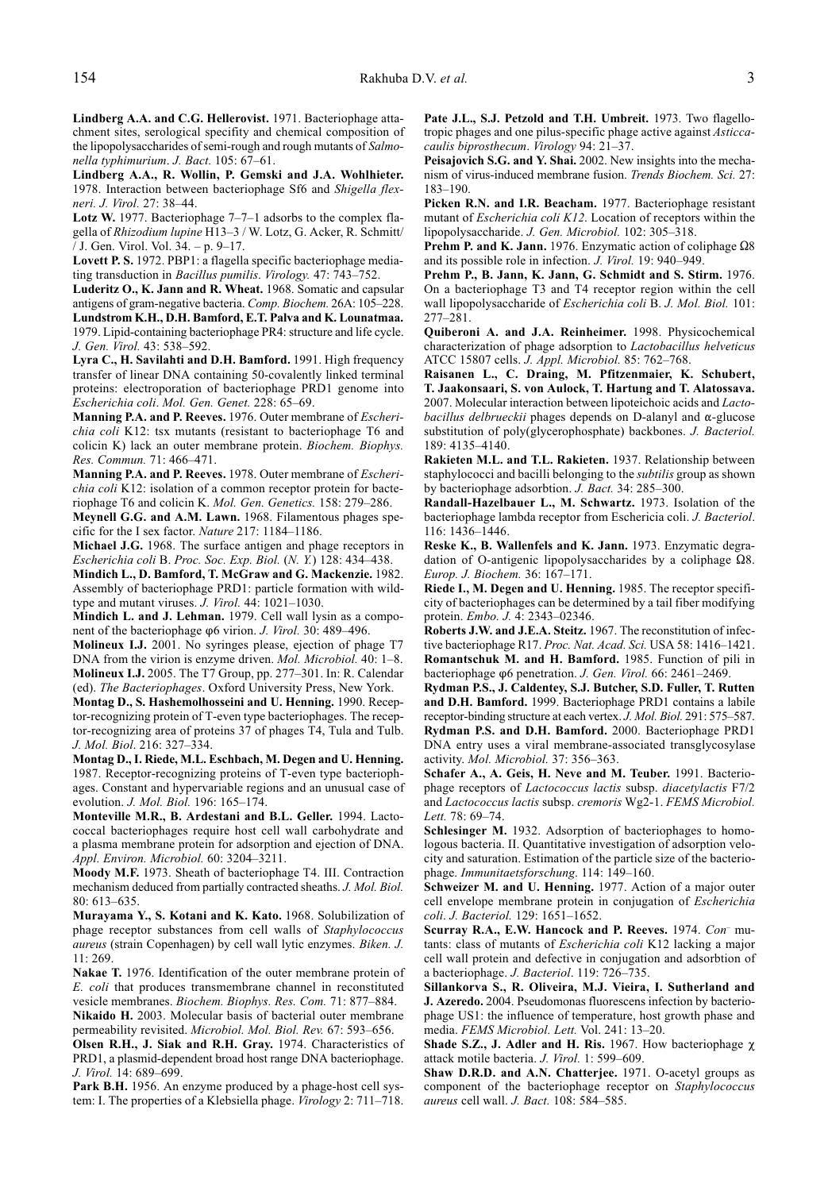**Lindberg A.A. and C.G. Hellerovist.** 1971. Bacteriophage attachment sites, serological specifity and chemical composition of the lipopolysaccharides of semi-rough and rough mutants of *Salmonella typhimurium*. *J. Bact.* 105: 67–61.

**Lindberg A.A., R. Wollin, P. Gemski and J.A. Wohlhieter.** 1978. Interaction between bacteriophage Sf6 and *Shigella flexneri*. *J. Virol.* 27: 38–44.

**Lotz W.** 1977. Bacteriophage 7–7–1 adsorbs to the complex flagella of *Rhizodium lupine* H13–3 / W. Lotz, G. Acker, R. Schmitt/ / J. Gen. Virol. Vol. 34. – p. 9–17.

**Lovett P. S.** 1972. PBP1: a flagella specific bacteriophage mediating transduction in *Bacillus pumilis*. *Virology.* 47: 743–752.

**Luderitz O., K. Jann and R. Wheat.** 1968. Somatic and capsular antigens of gram-negative bacteria. *Comp. Biochem.* 26A: 105–228.

**Lundstrom K.H., D.H. Bamford, E.T. Palva and K. Lounatmaa.** 1979. Lipid-containing bacteriophage PR4: structure and life cycle. *J. Gen. Virol.* 43: 538–592.

**Lyra C., H. Savilahti and D.H. Bamford.** 1991. High frequency transfer of linear DNA containing 50-covalently linked terminal proteins: electroporation of bacteriophage PRD1 genome into *Escherichia coli*. *Mol. Gen. Genet.* 228: 65–69.

**Manning P.A. and P. Reeves.** 1976. Outer membrane of *Escherichia coli* K12: tsx mutants (resistant to bacteriophage T6 and colicin K) lack an outer membrane protein. *Biochem. Biophys. Res. Commun.* 71: 466–471.

**Manning P.A. and P. Reeves.** 1978. Outer membrane of *Escherichia coli* K12: isolation of a common receptor protein for bacteriophage T6 and colicin K. *Mol. Gen. Genetics.* 158: 279–286.

**Meynell G.G. and A.M. Lawn.** 1968. Filamentous phages specific for the I sex factor. *Nature* 217: 1184–1186.

**Michael J.G.** 1968. The surface antigen and phage receptors in *Escherichia coli* B. *Proc. Soc. Exp. Biol.* (*N. Y.*) 128: 434–438.

**Mindich L., D. Bamford, T. McGraw and G. Mackenzie.** 1982. Assembly of bacteriophage PRD1: particle formation with wild-type and mutant viruses. *J. Virol.* 44: 1021–1030.

**Mindich L. and J. Lehman.** 1979. Cell wall lysin as a component of the bacteriophage φ6 virion. *J. Virol.* 30: 489–496.

**Molineux I.J.** 2001. No syringes please, ejection of phage T7 DNA from the virion is enzyme driven. *Mol. Microbiol.* 40: 1–8.

**Molineux I.J.** 2005. The T7 Group, pp. 277–301. In: R. Calendar (ed). *The Bacteriophages*. Oxford University Press, New York.

**Montag D., S. Hashemolhosseini and U. Henning.** 1990. Receptor-recognizing protein of T-even type bacteriophages. The receptor-recognizing area of proteins 37 of phages T4, Tula and Tulb. *J. Mol. Biol*. 216: 327–334.

**Montag D., I. Riede, M.L. Eschbach, M. Degen and U. Henning.** 1987. Receptor-recognizing proteins of T-even type bacteriophages. Constant and hypervariable regions and an unusual case of evolution. *J. Mol. Biol.* 196: 165–174.

**Monteville M.R., B. Ardestani and B.L. Geller.** 1994. Lactococcal bacteriophages require host cell wall carbohydrate and a plasma membrane protein for adsorption and ejection of DNA. *Appl. Environ. Microbiol.* 60: 3204–3211.

**Moody M.F.** 1973. Sheath of bacteriophage T4. III. Contraction mechanism deduced from partially contracted sheaths. *J. Mol. Biol.* 80: 613–635.

**Murayama Y., S. Kotani and K. Kato.** 1968. Solubilization of phage receptor substances from cell walls of *Staphylococcus aureus* (strain Copenhagen) by cell wall lytic enzymes. *Biken. J.* 11: 269.

**Nakae T.** 1976. Identification of the outer membrane protein of *E. coli* that produces transmembrane channel in reconstituted vesicle membranes. *Biochem. Biophys. Res. Com.* 71: 877–884.

**Nikaido H.** 2003. Molecular basis of bacterial outer membrane permeability revisited. *Microbiol. Mol. Biol. Rev.* 67: 593–656.

**Olsen R.H., J. Siak and R.H. Gray.** 1974. Characteristics of PRD1, a plasmid-dependent broad host range DNA bacteriophage. *J. Virol.* 14: 689–699.

**Park B.H.** 1956. An enzyme produced by a phage-host cell system: I. The properties of a Klebsiella phage. *Virology* 2: 711–718.

**Pate J.L., S.J. Petzold and T.H. Umbreit.** 1973. Two flagellotropic phages and one pilus-specific phage active against *Asticcacaulis biprosthecum*. *Virology* 94: 21–37.

**Peisajovich S.G. and Y. Shai.** 2002. New insights into the mechanism of virus-induced membrane fusion. *Trends Biochem. Sci.* 27: 183–190.

**Picken R.N. and I.R. Beacham.** 1977. Bacteriophage resistant mutant of *Escherichia coli K12*. Location of receptors within the lipopolysaccharide. *J. Gen. Microbiol.* 102: 305–318.

**Prehm P. and K. Jann.** 1976. Enzymatic action of coliphage Ω8 and its possible role in infection. *J. Virol.* 19: 940–949.

**Prehm P., B. Jann, K. Jann, G. Schmidt and S. Stirm.** 1976. On a bacteriophage T3 and T4 receptor region within the cell wall lipopolysaccharide of *Escherichia coli* B. *J. Mol. Biol.* 101: 277–281.

**Quiberoni A. and J.A. Reinheimer.** 1998. Physicochemical characterization of phage adsorption to *Lactobacillus helveticus* ATCC 15807 cells. *J. Appl. Microbiol.* 85: 762–768.

**Raisanen L., C. Draing, M. Pfitzenmaier, K. Schubert, T. Jaakonsaari, S. von Aulock, T. Hartung and T. Alatossava.** 2007. Molecular interaction between lipoteichoic acids and *Lactobacillus delbrueckii* phages depends on D-alanyl and α-glucose substitution of poly(glycerophosphate) backbones. *J. Bacteriol.* 189: 4135–4140.

**Rakieten M.L. and T.L. Rakieten.** 1937. Relationship between staphylococci and bacilli belonging to the *subtilis* group as shown by bacteriophage adsorbtion. *J. Bact.* 34: 285–300.

**Randall-Hazelbauer L., M. Schwartz.** 1973. Isolation of the bacteriophage lambda receptor from Eschericia coli. *J. Bacteriol*. 116: 1436–1446.

**Reske K., B. Wallenfels and K. Jann.** 1973. Enzymatic degradation of O-antigenic lipopolysaccharides by a coliphage Ω8. *Europ. J. Biochem.* 36: 167–171.

**Riede I., M. Degen and U. Henning.** 1985. The receptor specificity of bacteriophages can be determined by a tail fiber modifying protein. *Embo. J.* 4: 2343–02346.

**Roberts J.W. and J.E.A. Steitz.** 1967. The reconstitution of infective bacteriophage R17. *Proc. Nat. Acad. Sci.* USA 58: 1416–1421.

**Romantschuk M. and H. Bamford.** 1985. Function of pili in bacteriophage φ6 penetration. *J. Gen. Virol.* 66: 2461–2469.

**Rydman P.S., J. Caldentey, S.J. Butcher, S.D. Fuller, T. Rutten and D.H. Bamford.** 1999. Bacteriophage PRD1 contains a labile receptor-binding structure at each vertex. *J. Mol. Biol.* 291: 575–587.

**Rydman P.S. and D.H. Bamford.** 2000. Bacteriophage PRD1 DNA entry uses a viral membrane-associated transglycosylase activity. *Mol. Microbiol.* 37: 356–363.

**Schafer A., A. Geis, H. Neve and M. Teuber.** 1991. Bacteriophage receptors of *Lactococcus lactis* subsp. *diacetylactis* F7/2 and *Lactococcus lactis* subsp. *cremoris* Wg2-1. *FEMS Microbiol. Lett.* 78: 69–74.

**Schlesinger M.** 1932. Adsorption of bacteriophages to homologous bacteria. II. Quantitative investigation of adsorption velocity and saturation. Estimation of the particle size of the bacteriophage. *Immunitaetsforschung*. 114: 149–160.

**Schweizer M. and U. Henning.** 1977. Action of a major outer cell envelope membrane protein in conjugation of *Escherichia coli*. *J. Bacteriol.* 129: 1651–1652.

**Scurray R.A., E.W. Hancock and P. Reeves.** 1974. *Con*⁻ mutants: class of mutants of *Escherichia coli* K12 lacking a major cell wall protein and defective in conjugation and adsorbtion of a bacteriophage. *J. Bacteriol*. 119: 726–735.

**Sillankorva S., R. Oliveira, M.J. Vieira, I. Sutherland and J. Azeredo.** 2004. Pseudomonas fluorescens infection by bacteriophage US1: the influence of temperature, host growth phase and media. *FEMS Microbiol. Lett.* Vol. 241: 13–20.

**Shade S.Z., J. Adler and H. Ris.** 1967. How bacteriophage χ attack motile bacteria. *J. Virol.* 1: 599–609.

**Shaw D.R.D. and A.N. Chatterjee.** 1971. O-acetyl groups as component of the bacteriophage receptor on *Staphylococcus aureus* cell wall. *J. Bact.* 108: 584–585.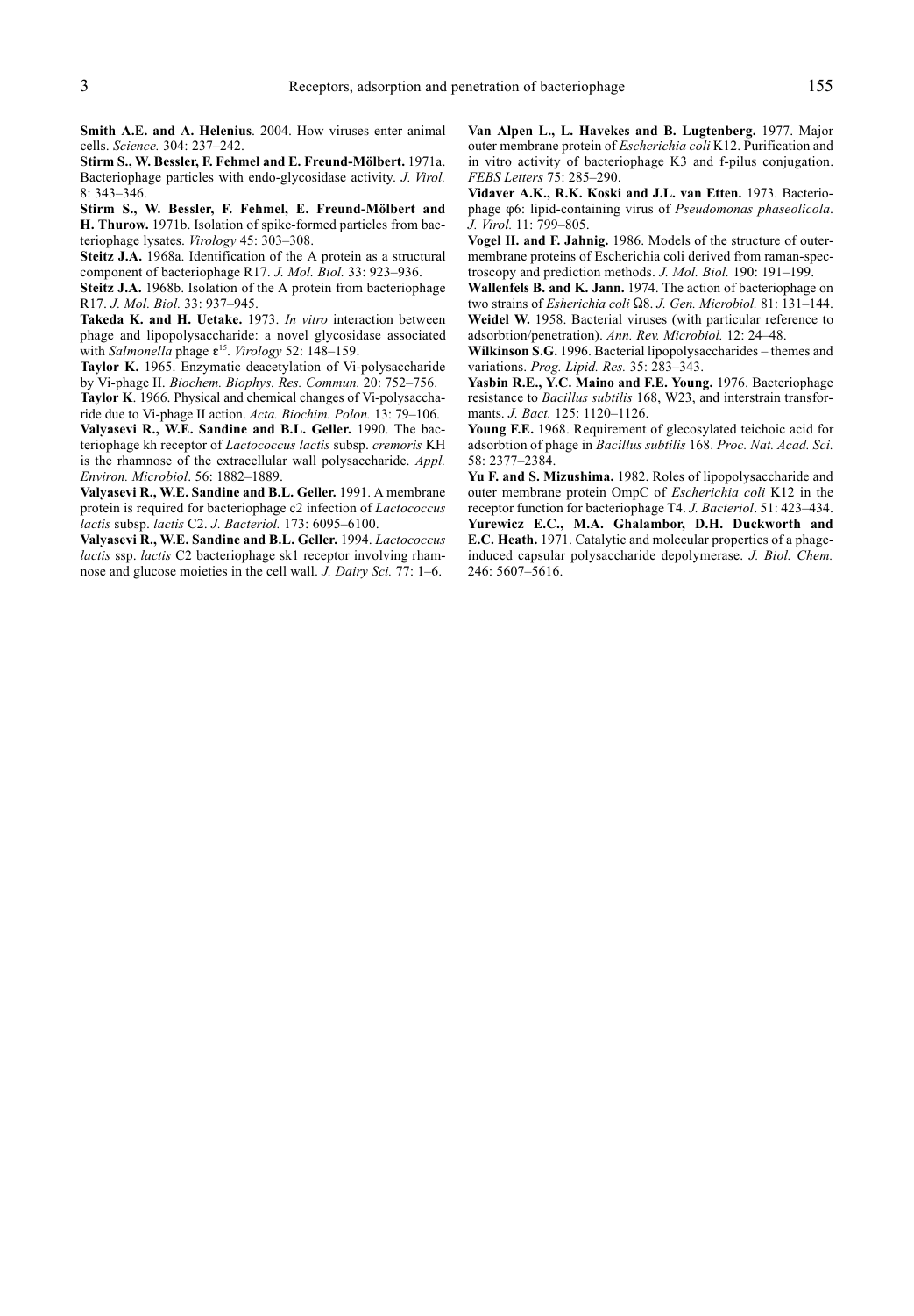**Smith A.E. and A. Helenius**. 2004. How viruses enter animal cells. *Science.* 304: 237–242.

**Stirm S., W. Bessler, F. Fehmel and E. Freund-Mölbert.** 1971a. Bacteriophage particles with endo-glycosidase activity. *J. Virol.* 8: 343–346.

**Stirm S., W. Bessler, F. Fehmel, E. Freund-Mölbert and H. Thurow.** 1971b. Isolation of spike-formed particles from bacteriophage lysates. *Virology* 45: 303–308.

**Steitz J.A.** 1968a. Identification of the A protein as a structural component of bacteriophage R17. *J. Mol. Biol.* 33: 923–936.

**Steitz J.A.** 1968b. Isolation of the A protein from bacteriophage R17. *J. Mol. Biol.* 33: 937–945.

**Takeda K. and H. Uetake.** 1973. *In vitro* interaction between phage and lipopolysaccharide: a novel glycosidase associated with *Salmonella* phage $\varepsilon^{15}$. *Virology* 52: 148–159.

**Taylor K.** 1965. Enzymatic deacetylation of Vi-polysaccharide by Vi-phage II. *Biochem. Biophys. Res. Commun.* 20: 752–756.

**Taylor K**. 1966. Physical and chemical changes of Vi-polysaccharide due to Vi-phage II action. *Acta. Biochim. Polon.* 13: 79–106.

**Valyasevi R., W.E. Sandine and B.L. Geller.** 1990. The bacteriophage kh receptor of *Lactococcus lactis* subsp. *cremoris* KH is the rhamnose of the extracellular wall polysaccharide. *Appl. Environ. Microbiol*. 56: 1882–1889.

**Valyasevi R., W.E. Sandine and B.L. Geller.** 1991. A membrane protein is required for bacteriophage c2 infection of *Lactococcus lactis* subsp. *lactis* C2. *J. Bacteriol.* 173: 6095–6100.

**Valyasevi R., W.E. Sandine and B.L. Geller.** 1994. *Lactococcus lactis* ssp. *lactis* C2 bacteriophage sk1 receptor involving rhamnose and glucose moieties in the cell wall. *J. Dairy Sci.* 77: 1–6.

**Van Alpen L., L. Havekes and B. Lugtenberg.** 1977. Major outer membrane protein of *Escherichia coli* K12. Purification and in vitro activity of bacteriophage K3 and f-pilus conjugation. *FEBS Letters* 75: 285–290.

**Vidaver A.K., R.K. Koski and J.L. van Etten.** 1973. Bacteriophage φ6: lipid-containing virus of *Pseudomonas phaseolicola*. *J. Virol.* 11: 799–805.

**Vogel H. and F. Jahnig.** 1986. Models of the structure of outer-membrane proteins of Escherichia coli derived from raman-spectroscopy and prediction methods. *J. Mol. Biol.* 190: 191–199.

**Wallenfels B. and K. Jann.** 1974. The action of bacteriophage on two strains of *Esherichia coli* Ω8. *J. Gen. Microbiol.* 81: 131–144.

**Weidel W.** 1958. Bacterial viruses (with particular reference to adsorbtion/penetration). *Ann. Rev. Microbiol.* 12: 24–48.

**Wilkinson S.G.** 1996. Bacterial lipopolysaccharides – themes and variations. *Prog. Lipid. Res.* 35: 283–343.

**Yasbin R.E., Y.C. Maino and F.E. Young.** 1976. Bacteriophage resistance to *Bacillus subtilis* 168, W23, and interstrain transformants. *J. Bact.* 125: 1120–1126.

**Young F.E.** 1968. Requirement of glecosylated teichoic acid for adsorbtion of phage in *Bacillus subtilis* 168. *Proc. Nat. Acad. Sci.* 58: 2377–2384.

**Yu F. and S. Mizushima.** 1982. Roles of lipopolysaccharide and outer membrane protein OmpC of *Escherichia coli* K12 in the receptor function for bacteriophage T4. *J. Bacteriol*. 51: 423–434.

**Yurewicz E.C., M.A. Ghalambor, D.H. Duckworth and E.C. Heath.** 1971. Catalytic and molecular properties of a phage-induced capsular polysaccharide depolymerase. *J. Biol. Chem.* 246: 5607–5616.